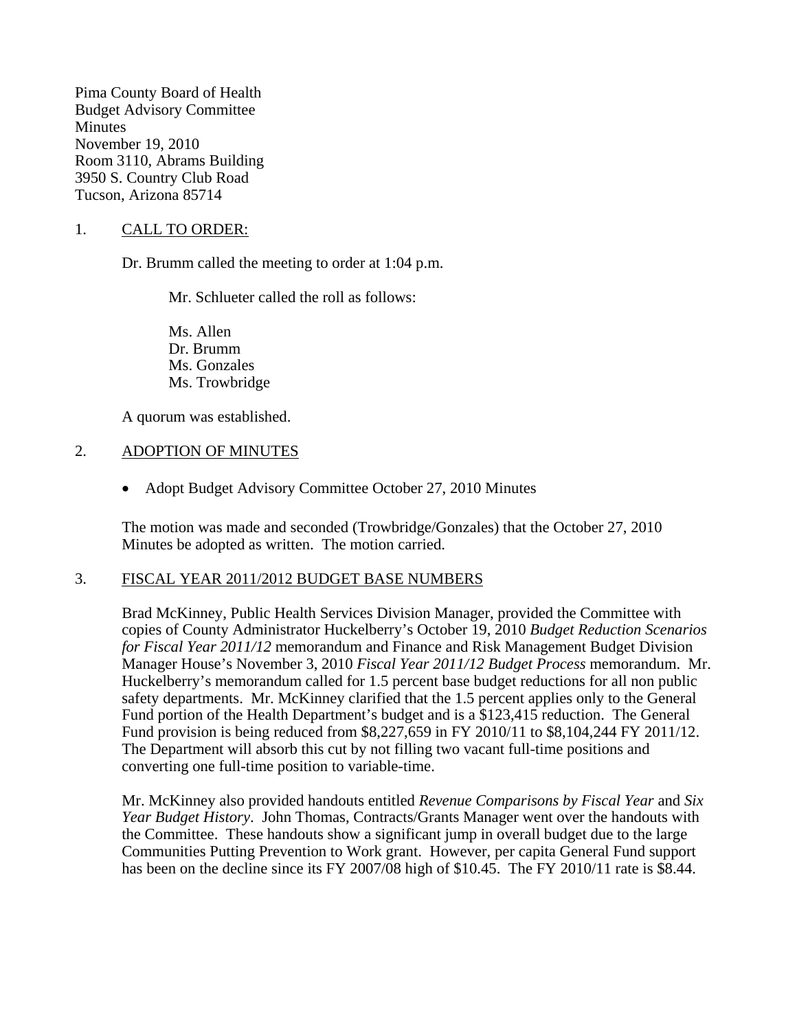Pima County Board of Health
Budget Advisory Committee
Minutes
November 19, 2010
Room 3110, Abrams Building
3950 S. Country Club Road
Tucson, Arizona 85714

1. CALL TO ORDER:

Dr. Brumm called the meeting to order at 1:04 p.m.

Mr. Schlueter called the roll as follows:

Ms. Allen
Dr. Brumm
Ms. Gonzales
Ms. Trowbridge

A quorum was established.

2. ADOPTION OF MINUTES

- Adopt Budget Advisory Committee October 27, 2010 Minutes

The motion was made and seconded (Trowbridge/Gonzales) that the October 27, 2010 Minutes be adopted as written. The motion carried.

3. FISCAL YEAR 2011/2012 BUDGET BASE NUMBERS

Brad McKinney, Public Health Services Division Manager, provided the Committee with copies of County Administrator Huckelberry's October 19, 2010 *Budget Reduction Scenarios for Fiscal Year 2011/12* memorandum and Finance and Risk Management Budget Division Manager House's November 3, 2010 *Fiscal Year 2011/12 Budget Process* memorandum. Mr. Huckelberry's memorandum called for 1.5 percent base budget reductions for all non public safety departments. Mr. McKinney clarified that the 1.5 percent applies only to the General Fund portion of the Health Department's budget and is a $123,415 reduction. The General Fund provision is being reduced from $8,227,659 in FY 2010/11 to $8,104,244 FY 2011/12. The Department will absorb this cut by not filling two vacant full-time positions and converting one full-time position to variable-time.

Mr. McKinney also provided handouts entitled *Revenue Comparisons by Fiscal Year* and *Six Year Budget History*. John Thomas, Contracts/Grants Manager went over the handouts with the Committee. These handouts show a significant jump in overall budget due to the large Communities Putting Prevention to Work grant. However, per capita General Fund support has been on the decline since its FY 2007/08 high of $10.45. The FY 2010/11 rate is $8.44.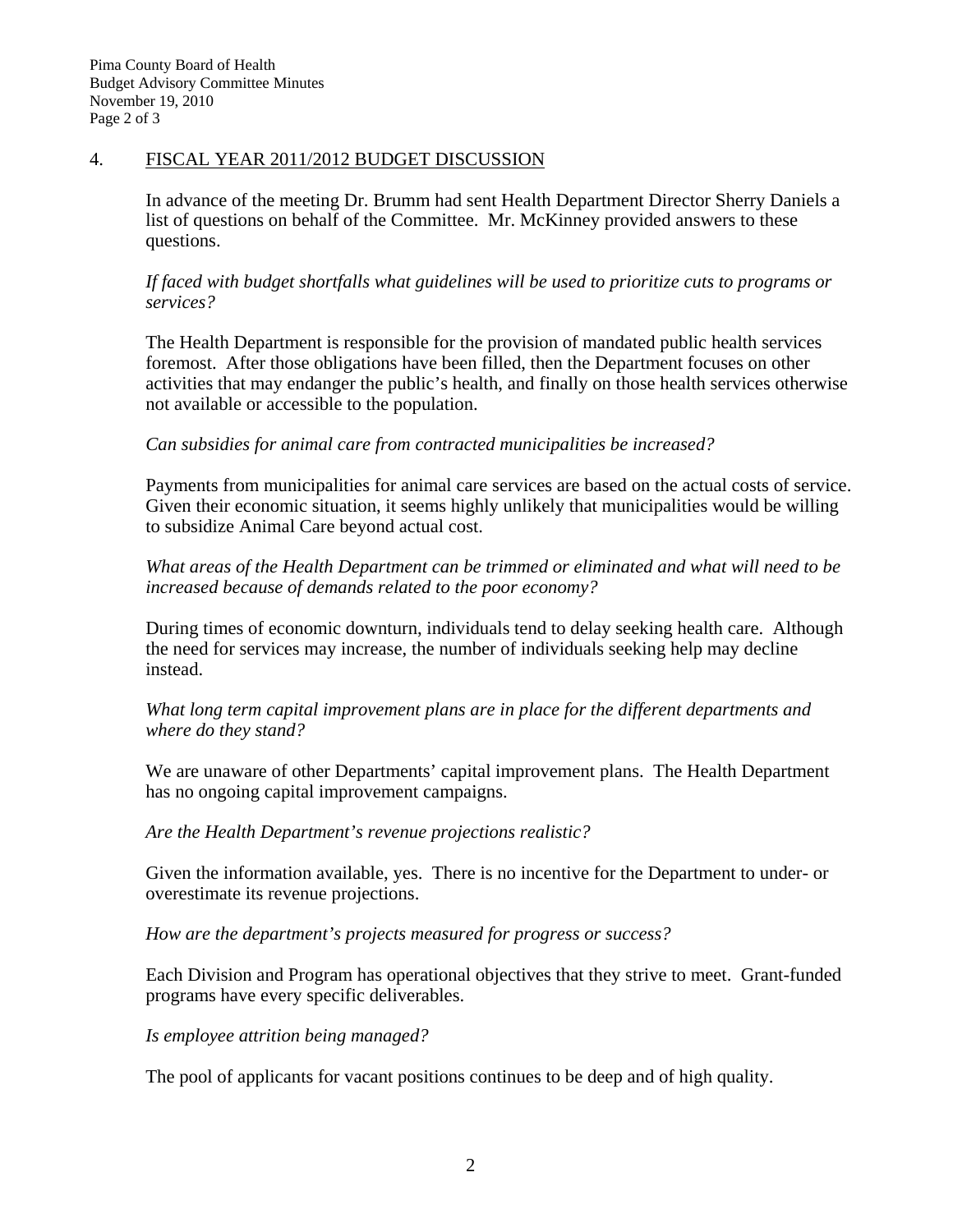## 4. FISCAL YEAR 2011/2012 BUDGET DISCUSSION

In advance of the meeting Dr. Brumm had sent Health Department Director Sherry Daniels a list of questions on behalf of the Committee. Mr. McKinney provided answers to these questions.

*If faced with budget shortfalls what guidelines will be used to prioritize cuts to programs or services?*

The Health Department is responsible for the provision of mandated public health services foremost. After those obligations have been filled, then the Department focuses on other activities that may endanger the public's health, and finally on those health services otherwise not available or accessible to the population.

*Can subsidies for animal care from contracted municipalities be increased?*

Payments from municipalities for animal care services are based on the actual costs of service. Given their economic situation, it seems highly unlikely that municipalities would be willing to subsidize Animal Care beyond actual cost.

*What areas of the Health Department can be trimmed or eliminated and what will need to be increased because of demands related to the poor economy?*

During times of economic downturn, individuals tend to delay seeking health care. Although the need for services may increase, the number of individuals seeking help may decline instead.

*What long term capital improvement plans are in place for the different departments and where do they stand?*

We are unaware of other Departments' capital improvement plans. The Health Department has no ongoing capital improvement campaigns.

*Are the Health Department's revenue projections realistic?*

Given the information available, yes. There is no incentive for the Department to under- or overestimate its revenue projections.

*How are the department's projects measured for progress or success?*

Each Division and Program has operational objectives that they strive to meet. Grant-funded programs have every specific deliverables.

*Is employee attrition being managed?*

The pool of applicants for vacant positions continues to be deep and of high quality.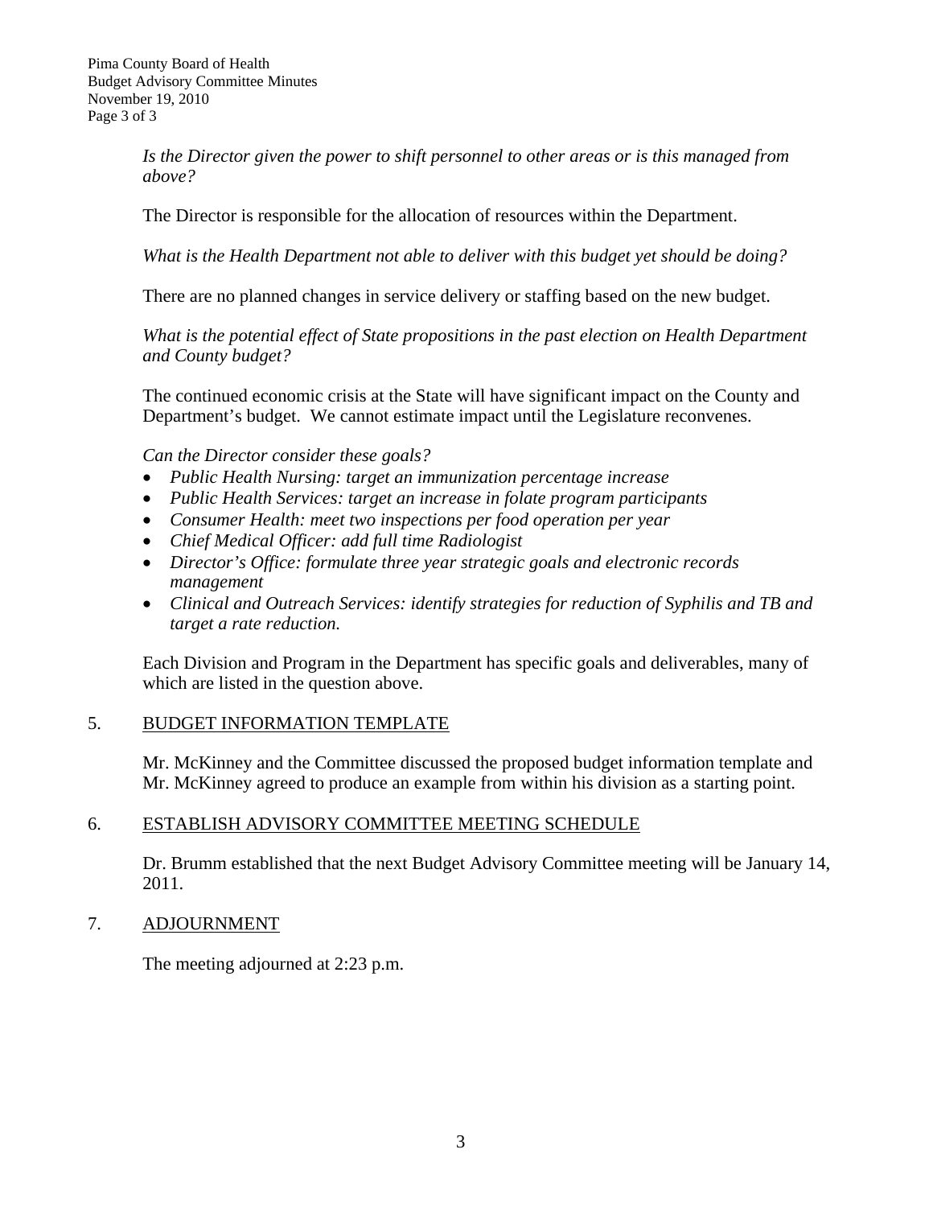*Is the Director given the power to shift personnel to other areas or is this managed from above?*

The Director is responsible for the allocation of resources within the Department.

*What is the Health Department not able to deliver with this budget yet should be doing?*

There are no planned changes in service delivery or staffing based on the new budget.

*What is the potential effect of State propositions in the past election on Health Department and County budget?*

The continued economic crisis at the State will have significant impact on the County and Department's budget. We cannot estimate impact until the Legislature reconvenes.

*Can the Director consider these goals?*

- *Public Health Nursing: target an immunization percentage increase*
- *Public Health Services: target an increase in folate program participants*
- *Consumer Health: meet two inspections per food operation per year*
- *Chief Medical Officer: add full time Radiologist*
- *Director's Office: formulate three year strategic goals and electronic records management*
- *Clinical and Outreach Services: identify strategies for reduction of Syphilis and TB and target a rate reduction.*

Each Division and Program in the Department has specific goals and deliverables, many of which are listed in the question above.

5. BUDGET INFORMATION TEMPLATE

Mr. McKinney and the Committee discussed the proposed budget information template and Mr. McKinney agreed to produce an example from within his division as a starting point.

6. ESTABLISH ADVISORY COMMITTEE MEETING SCHEDULE

Dr. Brumm established that the next Budget Advisory Committee meeting will be January 14, 2011.

7. ADJOURNMENT

The meeting adjourned at 2:23 p.m.